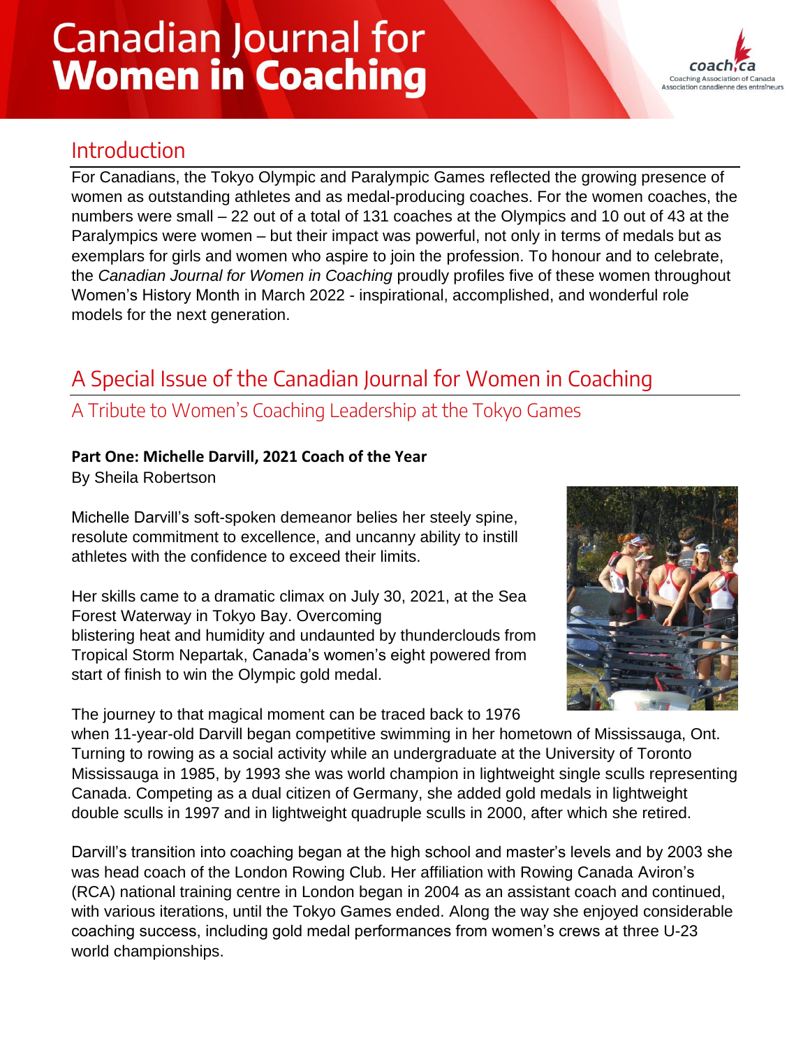# Canadian Journal for Women in Coaching

## Introduction

For Canadians, the Tokyo Olympic and Paralympic Games reflected the growing presence of women as outstanding athletes and as medal-producing coaches. For the women coaches, the numbers were small – 22 out of a total of 131 coaches at the Olympics and 10 out of 43 at the Paralympics were women – but their impact was powerful, not only in terms of medals but as exemplars for girls and women who aspire to join the profession. To honour and to celebrate, the *Canadian Journal for Women in Coaching* proudly profiles five of these women throughout Women's History Month in March 2022 - inspirational, accomplished, and wonderful role models for the next generation.

## A Special Issue of the Canadian Journal for Women in Coaching

### A Tribute to Women's Coaching Leadership at the Tokyo Games

**Part One: Michelle Darvill, 2021 Coach of the Year**

By Sheila Robertson

Michelle Darvill's soft-spoken demeanor belies her steely spine, resolute commitment to excellence, and uncanny ability to instill athletes with the confidence to exceed their limits.

Her skills came to a dramatic climax on July 30, 2021, at the Sea Forest Waterway in Tokyo Bay. Overcoming blistering heat and humidity and undaunted by thunderclouds from Tropical Storm Nepartak, Canada's women's eight powered from start of finish to win the Olympic gold medal.

The journey to that magical moment can be traced back to 1976 when 11-year-old Darvill began competitive swimming in her hometown of Mississauga, Ont. Turning to rowing as a social activity while an undergraduate at the University of Toronto Mississauga in 1985, by 1993 she was world champion in lightweight single sculls representing Canada. Competing as a dual citizen of Germany, she added gold medals in lightweight double sculls in 1997 and in lightweight quadruple sculls in 2000, after which she retired.

Darvill's transition into coaching began at the high school and master's levels and by 2003 she was head coach of the London Rowing Club. Her affiliation with Rowing Canada Aviron's (RCA) national training centre in London began in 2004 as an assistant coach and continued, with various iterations, until the Tokyo Games ended. Along the way she enjoyed considerable coaching success, including gold medal performances from women's crews at three U-23 world championships.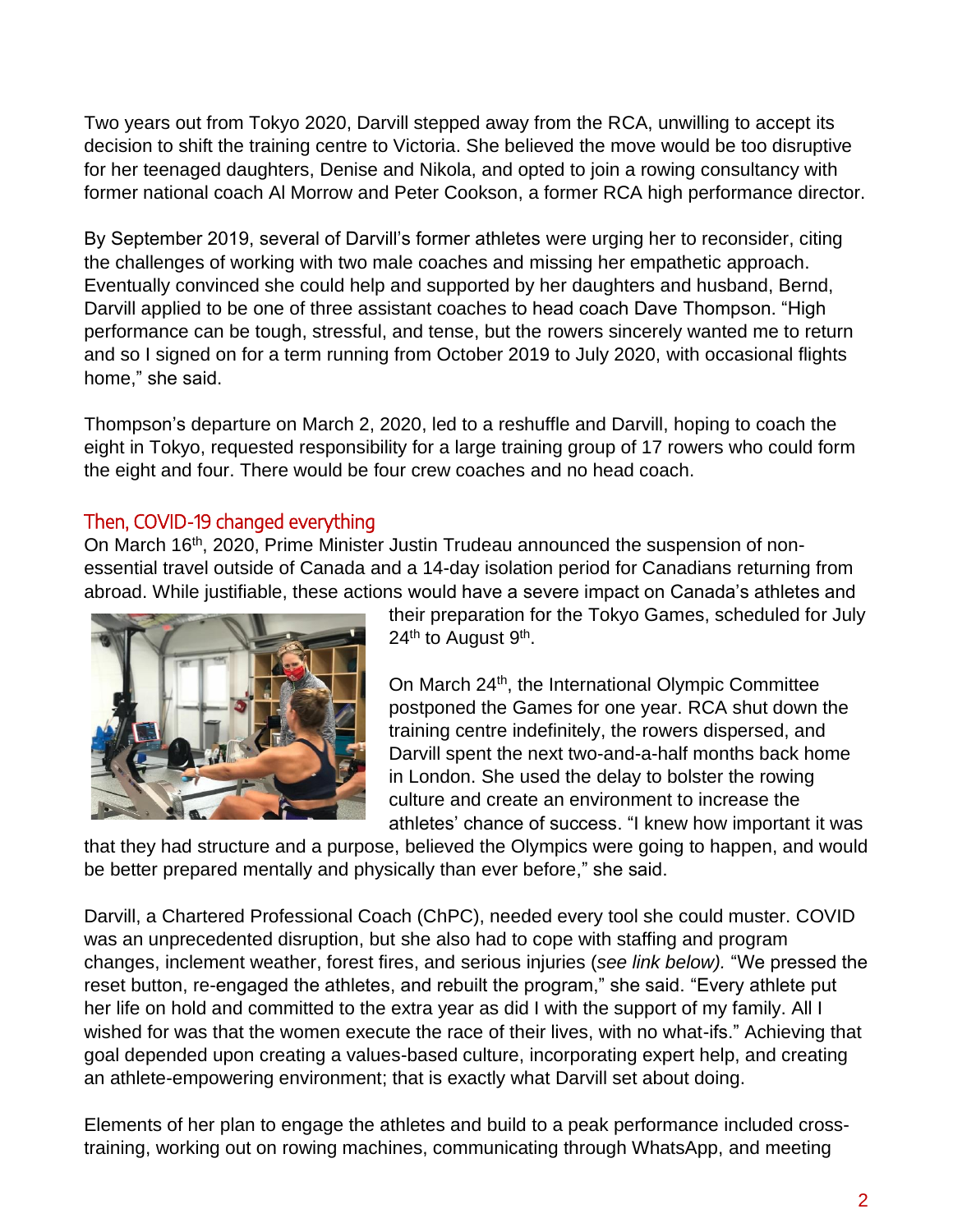Two years out from Tokyo 2020, Darvill stepped away from the RCA, unwilling to accept its decision to shift the training centre to Victoria. She believed the move would be too disruptive for her teenaged daughters, Denise and Nikola, and opted to join a rowing consultancy with former national coach Al Morrow and Peter Cookson, a former RCA high performance director.

By September 2019, several of Darvill's former athletes were urging her to reconsider, citing the challenges of working with two male coaches and missing her empathetic approach. Eventually convinced she could help and supported by her daughters and husband, Bernd, Darvill applied to be one of three assistant coaches to head coach Dave Thompson. "High performance can be tough, stressful, and tense, but the rowers sincerely wanted me to return and so I signed on for a term running from October 2019 to July 2020, with occasional flights home," she said.

Thompson's departure on March 2, 2020, led to a reshuffle and Darvill, hoping to coach the eight in Tokyo, requested responsibility for a large training group of 17 rowers who could form the eight and four. There would be four crew coaches and no head coach.

## Then, COVID-19 changed everything

On March 16th, 2020, Prime Minister Justin Trudeau announced the suspension of non-essential travel outside of Canada and a 14-day isolation period for Canadians returning from abroad. While justifiable, these actions would have a severe impact on Canada's athletes and their preparation for the Tokyo Games, scheduled for July 24th to August 9th.

On March 24th, the International Olympic Committee postponed the Games for one year. RCA shut down the training centre indefinitely, the rowers dispersed, and Darvill spent the next two-and-a-half months back home in London. She used the delay to bolster the rowing culture and create an environment to increase the athletes' chance of success. "I knew how important it was that they had structure and a purpose, believed the Olympics were going to happen, and would be better prepared mentally and physically than ever before," she said.

Darvill, a Chartered Professional Coach (ChPC), needed every tool she could muster. COVID was an unprecedented disruption, but she also had to cope with staffing and program changes, inclement weather, forest fires, and serious injuries (*see link below).* "We pressed the reset button, re-engaged the athletes, and rebuilt the program," she said. "Every athlete put her life on hold and committed to the extra year as did I with the support of my family. All I wished for was that the women execute the race of their lives, with no what-ifs." Achieving that goal depended upon creating a values-based culture, incorporating expert help, and creating an athlete-empowering environment; that is exactly what Darvill set about doing.

Elements of her plan to engage the athletes and build to a peak performance included cross-training, working out on rowing machines, communicating through WhatsApp, and meeting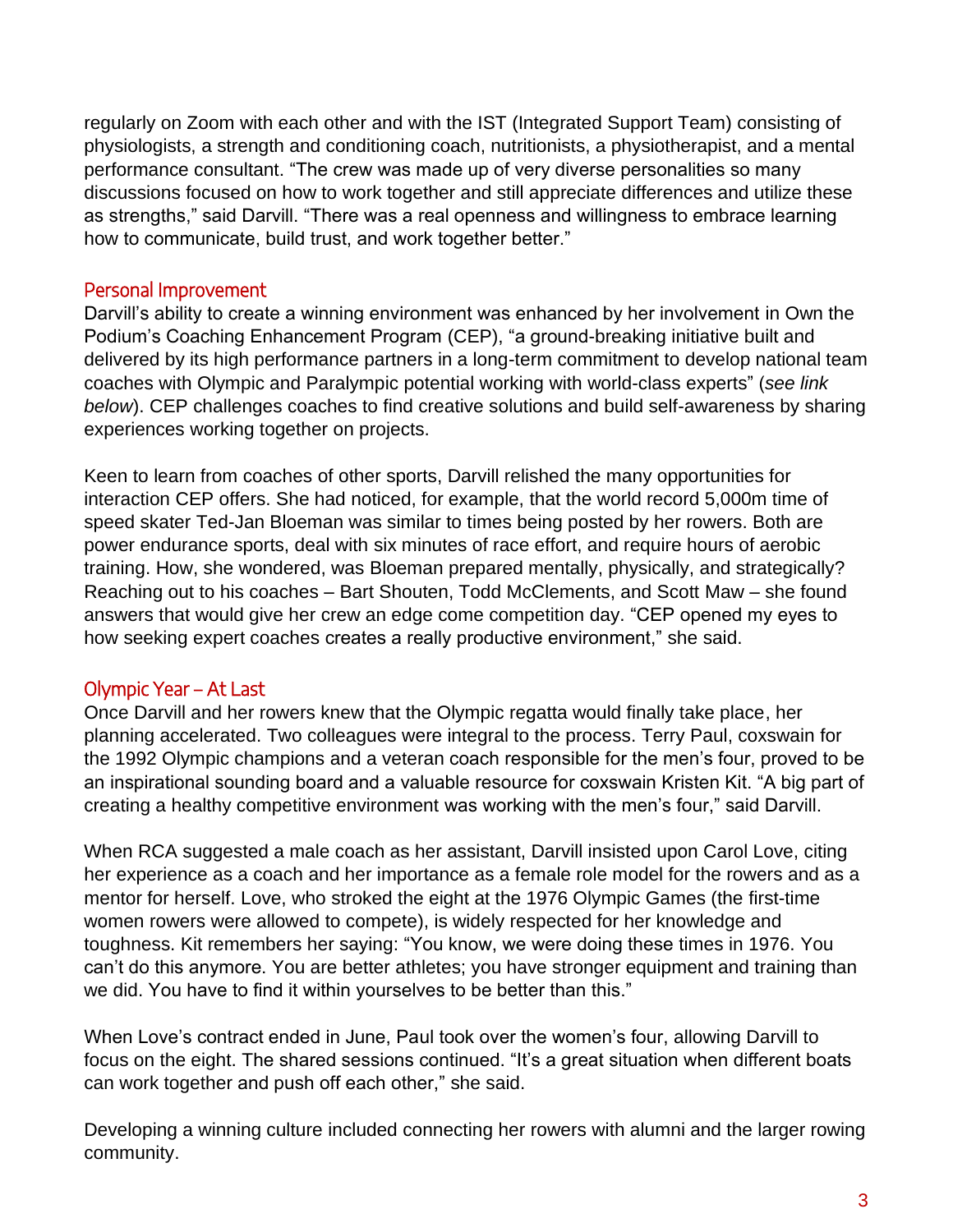regularly on Zoom with each other and with the IST (Integrated Support Team) consisting of physiologists, a strength and conditioning coach, nutritionists, a physiotherapist, and a mental performance consultant. “The crew was made up of very diverse personalities so many discussions focused on how to work together and still appreciate differences and utilize these as strengths,” said Darvill. “There was a real openness and willingness to embrace learning how to communicate, build trust, and work together better.”

## Personal Improvement

Darvill’s ability to create a winning environment was enhanced by her involvement in Own the Podium’s Coaching Enhancement Program (CEP), “a ground-breaking initiative built and delivered by its high performance partners in a long-term commitment to develop national team coaches with Olympic and Paralympic potential working with world-class experts” (*see link below*). CEP challenges coaches to find creative solutions and build self-awareness by sharing experiences working together on projects.

Keen to learn from coaches of other sports, Darvill relished the many opportunities for interaction CEP offers. She had noticed, for example, that the world record 5,000m time of speed skater Ted-Jan Bloeman was similar to times being posted by her rowers. Both are power endurance sports, deal with six minutes of race effort, and require hours of aerobic training. How, she wondered, was Bloeman prepared mentally, physically, and strategically? Reaching out to his coaches – Bart Shouten, Todd McClements, and Scott Maw – she found answers that would give her crew an edge come competition day. “CEP opened my eyes to how seeking expert coaches creates a really productive environment,” she said.

## Olympic Year – At Last

Once Darvill and her rowers knew that the Olympic regatta would finally take place, her planning accelerated. Two colleagues were integral to the process. Terry Paul, coxswain for the 1992 Olympic champions and a veteran coach responsible for the men’s four, proved to be an inspirational sounding board and a valuable resource for coxswain Kristen Kit. “A big part of creating a healthy competitive environment was working with the men’s four,” said Darvill.

When RCA suggested a male coach as her assistant, Darvill insisted upon Carol Love, citing her experience as a coach and her importance as a female role model for the rowers and as a mentor for herself. Love, who stroked the eight at the 1976 Olympic Games (the first-time women rowers were allowed to compete), is widely respected for her knowledge and toughness. Kit remembers her saying: “You know, we were doing these times in 1976. You can’t do this anymore. You are better athletes; you have stronger equipment and training than we did. You have to find it within yourselves to be better than this.”

When Love’s contract ended in June, Paul took over the women’s four, allowing Darvill to focus on the eight. The shared sessions continued. “It’s a great situation when different boats can work together and push off each other,” she said.

Developing a winning culture included connecting her rowers with alumni and the larger rowing community.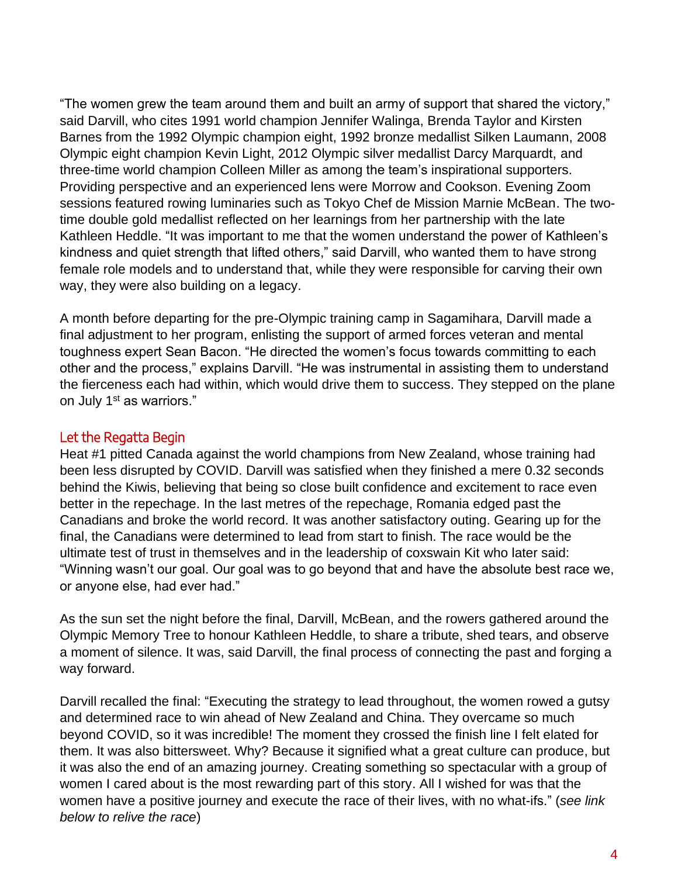"The women grew the team around them and built an army of support that shared the victory," said Darvill, who cites 1991 world champion Jennifer Walinga, Brenda Taylor and Kirsten Barnes from the 1992 Olympic champion eight, 1992 bronze medallist Silken Laumann, 2008 Olympic eight champion Kevin Light, 2012 Olympic silver medallist Darcy Marquardt, and three-time world champion Colleen Miller as among the team's inspirational supporters. Providing perspective and an experienced lens were Morrow and Cookson. Evening Zoom sessions featured rowing luminaries such as Tokyo Chef de Mission Marnie McBean. The two-time double gold medallist reflected on her learnings from her partnership with the late Kathleen Heddle. "It was important to me that the women understand the power of Kathleen's kindness and quiet strength that lifted others," said Darvill, who wanted them to have strong female role models and to understand that, while they were responsible for carving their own way, they were also building on a legacy.

A month before departing for the pre-Olympic training camp in Sagamihara, Darvill made a final adjustment to her program, enlisting the support of armed forces veteran and mental toughness expert Sean Bacon. "He directed the women's focus towards committing to each other and the process," explains Darvill. "He was instrumental in assisting them to understand the fierceness each had within, which would drive them to success. They stepped on the plane on July 1st as warriors."

## Let the Regatta Begin

Heat #1 pitted Canada against the world champions from New Zealand, whose training had been less disrupted by COVID. Darvill was satisfied when they finished a mere 0.32 seconds behind the Kiwis, believing that being so close built confidence and excitement to race even better in the repechage. In the last metres of the repechage, Romania edged past the Canadians and broke the world record. It was another satisfactory outing. Gearing up for the final, the Canadians were determined to lead from start to finish. The race would be the ultimate test of trust in themselves and in the leadership of coxswain Kit who later said: "Winning wasn't our goal. Our goal was to go beyond that and have the absolute best race we, or anyone else, had ever had."

As the sun set the night before the final, Darvill, McBean, and the rowers gathered around the Olympic Memory Tree to honour Kathleen Heddle, to share a tribute, shed tears, and observe a moment of silence. It was, said Darvill, the final process of connecting the past and forging a way forward.

Darvill recalled the final: "Executing the strategy to lead throughout, the women rowed a gutsy and determined race to win ahead of New Zealand and China. They overcame so much beyond COVID, so it was incredible! The moment they crossed the finish line I felt elated for them. It was also bittersweet. Why? Because it signified what a great culture can produce, but it was also the end of an amazing journey. Creating something so spectacular with a group of women I cared about is the most rewarding part of this story. All I wished for was that the women have a positive journey and execute the race of their lives, with no what-ifs." (*see link below to relive the race*)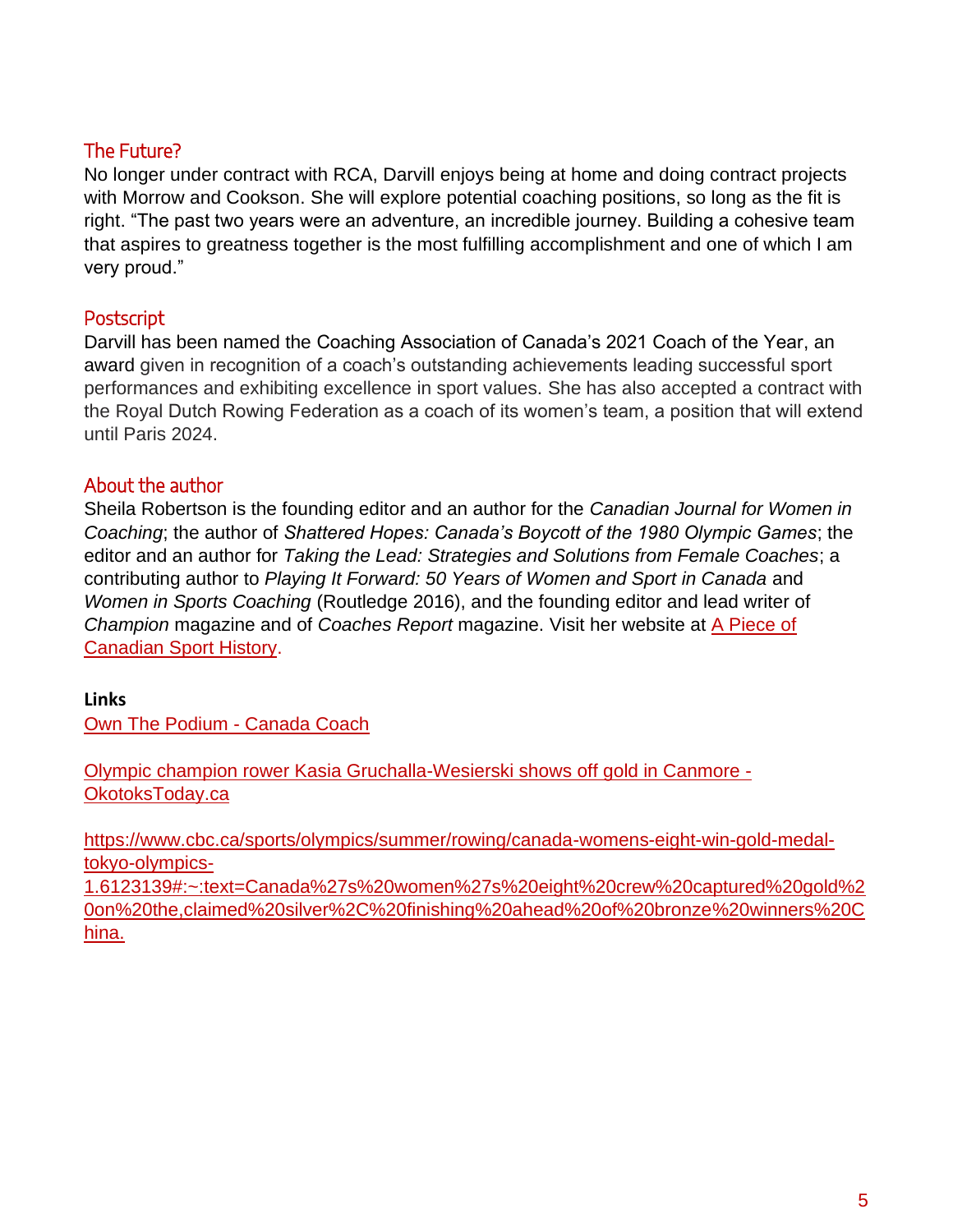## The Future?

No longer under contract with RCA, Darvill enjoys being at home and doing contract projects with Morrow and Cookson. She will explore potential coaching positions, so long as the fit is right. "The past two years were an adventure, an incredible journey. Building a cohesive team that aspires to greatness together is the most fulfilling accomplishment and one of which I am very proud."

## Postscript

Darvill has been named the Coaching Association of Canada's 2021 Coach of the Year, an award given in recognition of a coach's outstanding achievements leading successful sport performances and exhibiting excellence in sport values. She has also accepted a contract with the Royal Dutch Rowing Federation as a coach of its women's team, a position that will extend until Paris 2024.

## About the author

Sheila Robertson is the founding editor and an author for the *Canadian Journal for Women in Coaching*; the author of *Shattered Hopes: Canada's Boycott of the 1980 Olympic Games*; the editor and an author for *Taking the Lead: Strategies and Solutions from Female Coaches*; a contributing author to *Playing It Forward: 50 Years of Women and Sport in Canada* and *Women in Sports Coaching* (Routledge 2016), and the founding editor and lead writer of *Champion* magazine and of *Coaches Report* magazine. Visit her website at A Piece of Canadian Sport History.

**Links**

Own The Podium - Canada Coach

Olympic champion rower Kasia Gruchalla-Wesierski shows off gold in Canmore - OkotoksToday.ca

https://www.cbc.ca/sports/olympics/summer/rowing/canada-womens-eight-win-gold-medal-tokyo-olympics-1.6123139#:~:text=Canada%27s%20women%27s%20eight%20crew%20captured%20gold%20on%20the,claimed%20silver%2C%20finishing%20ahead%20of%20bronze%20winners%20China.